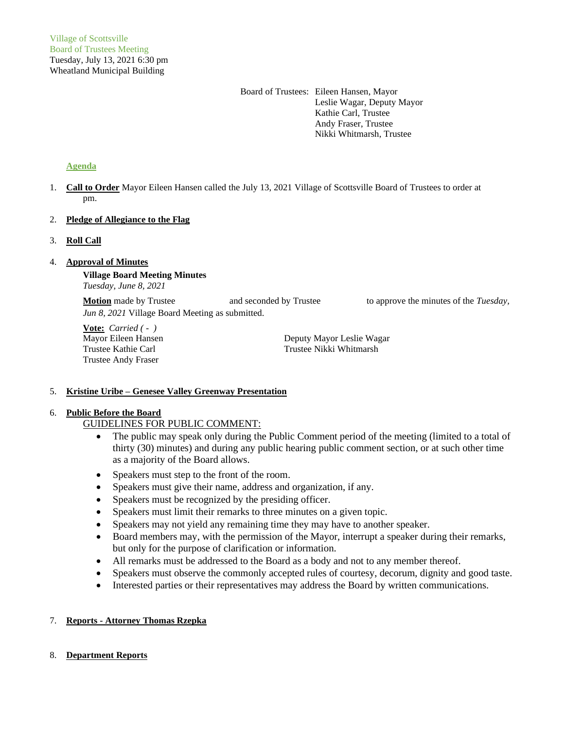Village of Scottsville
Board of Trustees Meeting
Tuesday, July 13, 2021 6:30 pm
Wheatland Municipal Building

Board of Trustees: Eileen Hansen, Mayor
Leslie Wagar, Deputy Mayor
Kathie Carl, Trustee
Andy Fraser, Trustee
Nikki Whitmarsh, Trustee

**Agenda**

1. **Call to Order** Mayor Eileen Hansen called the July 13, 2021 Village of Scottsville Board of Trustees to order at pm.

2. **Pledge of Allegiance to the Flag**

3. **Roll Call**

4. **Approval of Minutes**

   **Village Board Meeting Minutes**
   *Tuesday, June 8, 2021*

   **Motion** made by Trustee and seconded by Trustee to approve the minutes of the *Tuesday, Jun 8, 2021* Village Board Meeting as submitted.

   **Vote:** *Carried ( - )*
   Mayor Eileen Hansen
   Deputy Mayor Leslie Wagar
   Trustee Kathie Carl
   Trustee Nikki Whitmarsh
   Trustee Andy Fraser

5. **Kristine Uribe – Genesee Valley Greenway Presentation**

6. **Public Before the Board**

   GUIDELINES FOR PUBLIC COMMENT:

   - The public may speak only during the Public Comment period of the meeting (limited to a total of thirty (30) minutes) and during any public hearing public comment section, or at such other time as a majority of the Board allows.
   - Speakers must step to the front of the room.
   - Speakers must give their name, address and organization, if any.
   - Speakers must be recognized by the presiding officer.
   - Speakers must limit their remarks to three minutes on a given topic.
   - Speakers may not yield any remaining time they may have to another speaker.
   - Board members may, with the permission of the Mayor, interrupt a speaker during their remarks, but only for the purpose of clarification or information.
   - All remarks must be addressed to the Board as a body and not to any member thereof.
   - Speakers must observe the commonly accepted rules of courtesy, decorum, dignity and good taste.
   - Interested parties or their representatives may address the Board by written communications.

7. **Reports - Attorney Thomas Rzepka**

8. **Department Reports**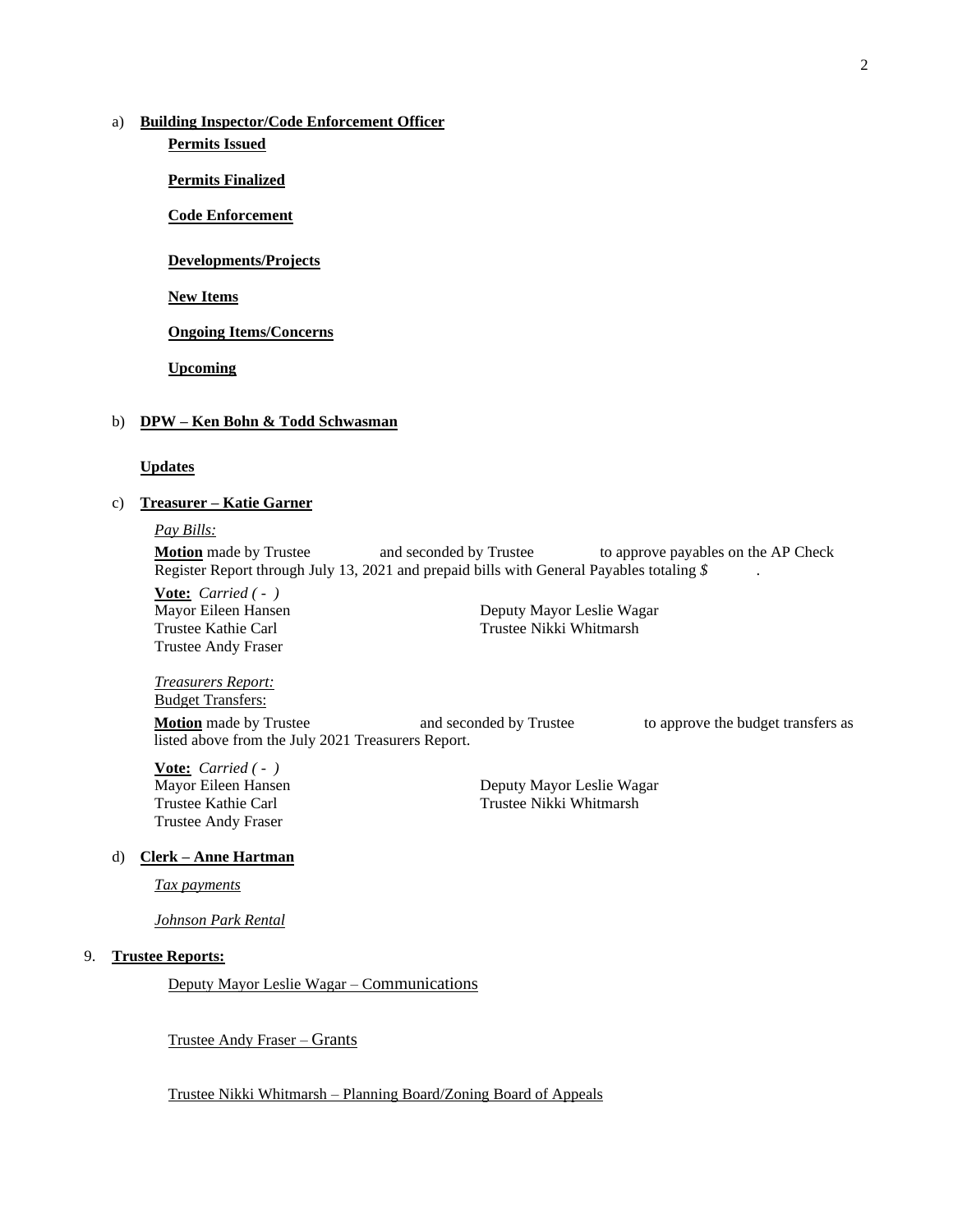a) **Building Inspector/Code Enforcement Officer**

**Permits Issued**

**Permits Finalized**

**Code Enforcement**

**Developments/Projects**

**New Items**

**Ongoing Items/Concerns**

**Upcoming**

b) **DPW – Ken Bohn & Todd Schwasman**

**Updates**

c) **Treasurer – Katie Garner**

*Pay Bills:*

**Motion** made by Trustee and seconded by Trustee to approve payables on the AP Check Register Report through July 13, 2021 and prepaid bills with General Payables totaling *$* .

**Vote:** *Carried ( - )*
Mayor Eileen Hansen
Deputy Mayor Leslie Wagar
Trustee Kathie Carl
Trustee Nikki Whitmarsh
Trustee Andy Fraser

*Treasurers Report:*
Budget Transfers:

**Motion** made by Trustee and seconded by Trustee to approve the budget transfers as listed above from the July 2021 Treasurers Report.

**Vote:** *Carried ( - )*
Mayor Eileen Hansen
Deputy Mayor Leslie Wagar
Trustee Kathie Carl
Trustee Nikki Whitmarsh
Trustee Andy Fraser

d) **Clerk – Anne Hartman**

*Tax payments*

*Johnson Park Rental*

9. **Trustee Reports:**

Deputy Mayor Leslie Wagar – Communications

Trustee Andy Fraser – Grants

Trustee Nikki Whitmarsh – Planning Board/Zoning Board of Appeals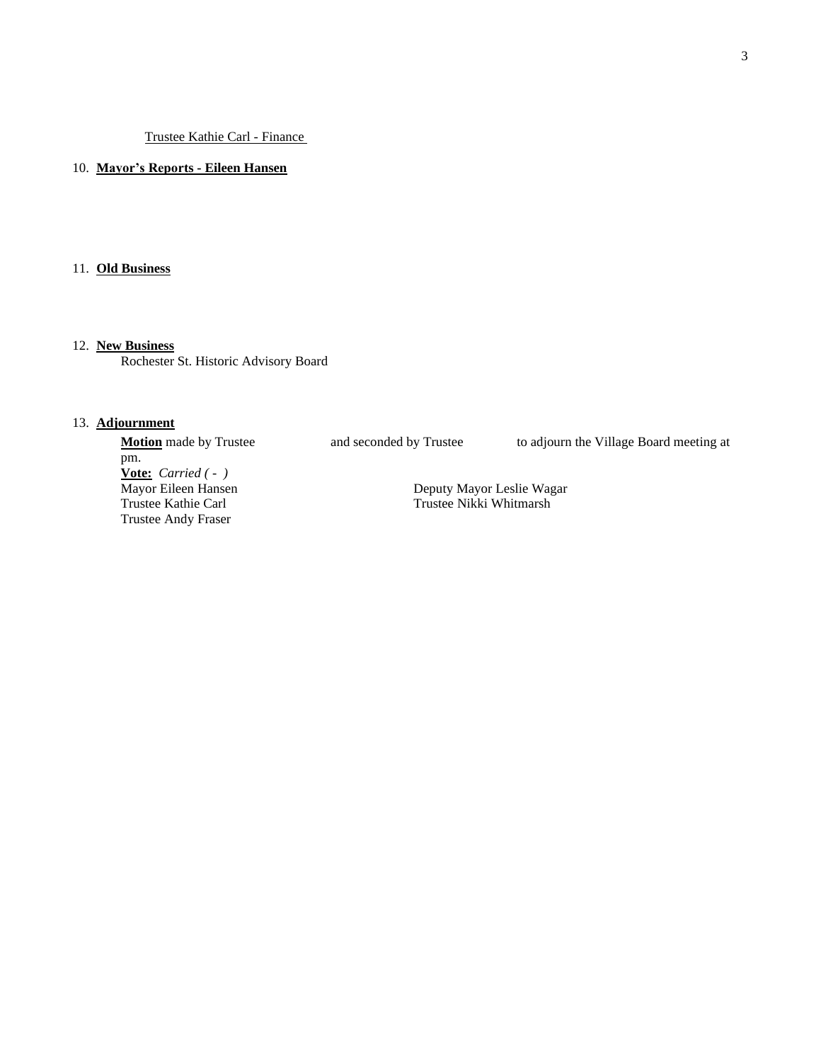Trustee Kathie Carl - Finance

10. **Mayor's Reports - Eileen Hansen**

11. **Old Business**

12. **New Business**

    Rochester St. Historic Advisory Board

13. **Adjournment**

    **Motion** made by Trustee and seconded by Trustee to adjourn the Village Board meeting at pm.

    **Vote:** *Carried ( - )*

    Mayor Eileen Hansen
    Deputy Mayor Leslie Wagar
    Trustee Kathie Carl
    Trustee Nikki Whitmarsh
    Trustee Andy Fraser